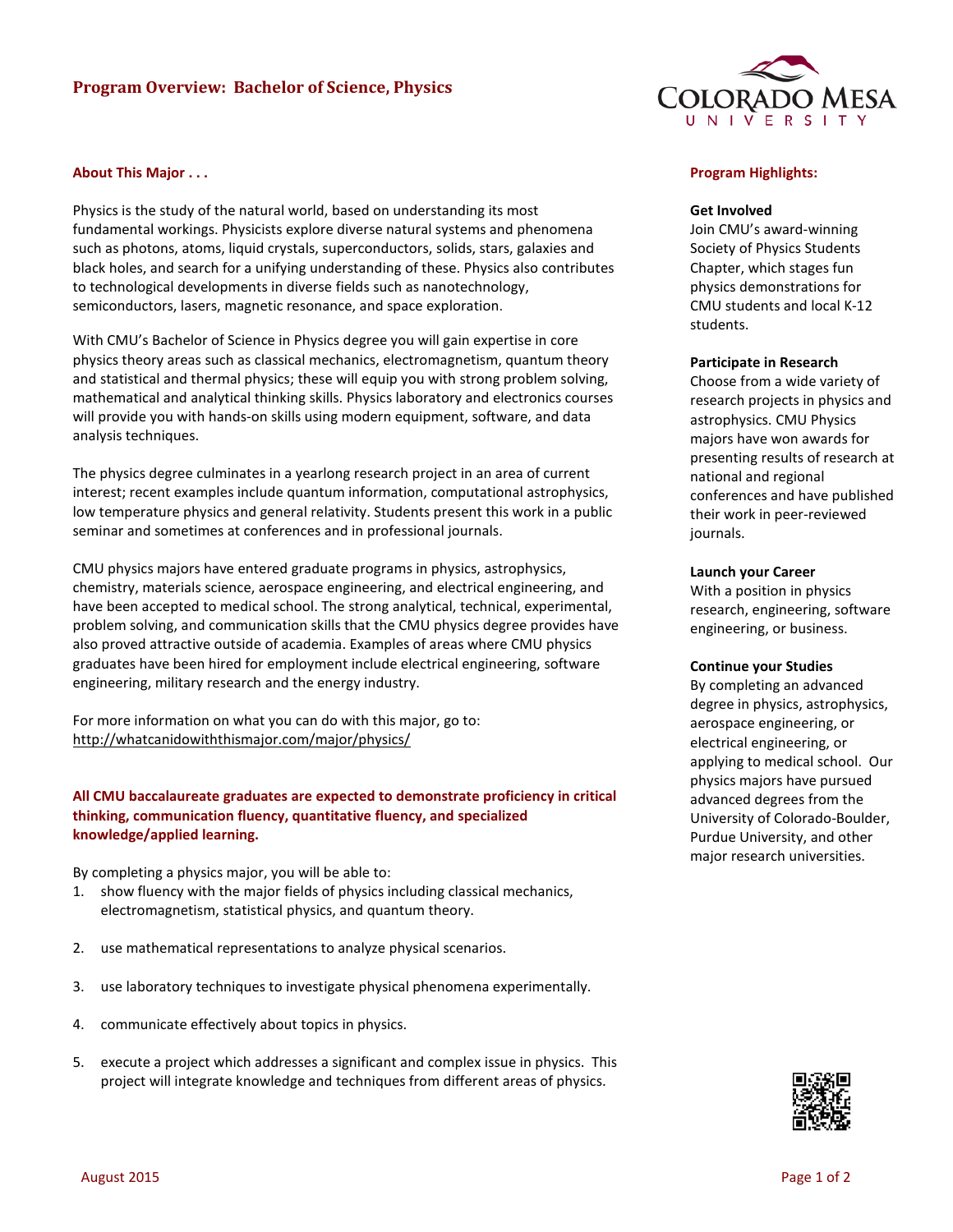# Program Overview: Bachelor of Science, Physics

## About This Major . . .

Physics is the study of the natural world, based on understanding its most fundamental workings. Physicists explore diverse natural systems and phenomena such as photons, atoms, liquid crystals, superconductors, solids, stars, galaxies and black holes, and search for a unifying understanding of these. Physics also contributes to technological developments in diverse fields such as nanotechnology, semiconductors, lasers, magnetic resonance, and space exploration.

With CMU's Bachelor of Science in Physics degree you will gain expertise in core physics theory areas such as classical mechanics, electromagnetism, quantum theory and statistical and thermal physics; these will equip you with strong problem solving, mathematical and analytical thinking skills. Physics laboratory and electronics courses will provide you with hands-on skills using modern equipment, software, and data analysis techniques.

The physics degree culminates in a yearlong research project in an area of current interest; recent examples include quantum information, computational astrophysics, low temperature physics and general relativity. Students present this work in a public seminar and sometimes at conferences and in professional journals.

CMU physics majors have entered graduate programs in physics, astrophysics, chemistry, materials science, aerospace engineering, and electrical engineering, and have been accepted to medical school. The strong analytical, technical, experimental, problem solving, and communication skills that the CMU physics degree provides have also proved attractive outside of academia. Examples of areas where CMU physics graduates have been hired for employment include electrical engineering, software engineering, military research and the energy industry.

For more information on what you can do with this major, go to:
http://whatcanidowiththismajor.com/major/physics/

**All CMU baccalaureate graduates are expected to demonstrate proficiency in critical thinking, communication fluency, quantitative fluency, and specialized knowledge/applied learning.**

By completing a physics major, you will be able to:

1. show fluency with the major fields of physics including classical mechanics, electromagnetism, statistical physics, and quantum theory.
2. use mathematical representations to analyze physical scenarios.
3. use laboratory techniques to investigate physical phenomena experimentally.
4. communicate effectively about topics in physics.
5. execute a project which addresses a significant and complex issue in physics. This project will integrate knowledge and techniques from different areas of physics.

## Program Highlights:

**Get Involved**
Join CMU's award-winning Society of Physics Students Chapter, which stages fun physics demonstrations for CMU students and local K-12 students.

**Participate in Research**
Choose from a wide variety of research projects in physics and astrophysics. CMU Physics majors have won awards for presenting results of research at national and regional conferences and have published their work in peer-reviewed journals.

**Launch your Career**
With a position in physics research, engineering, software engineering, or business.

**Continue your Studies**
By completing an advanced degree in physics, astrophysics, aerospace engineering, or electrical engineering, or applying to medical school. Our physics majors have pursued advanced degrees from the University of Colorado-Boulder, Purdue University, and other major research universities.

August 2015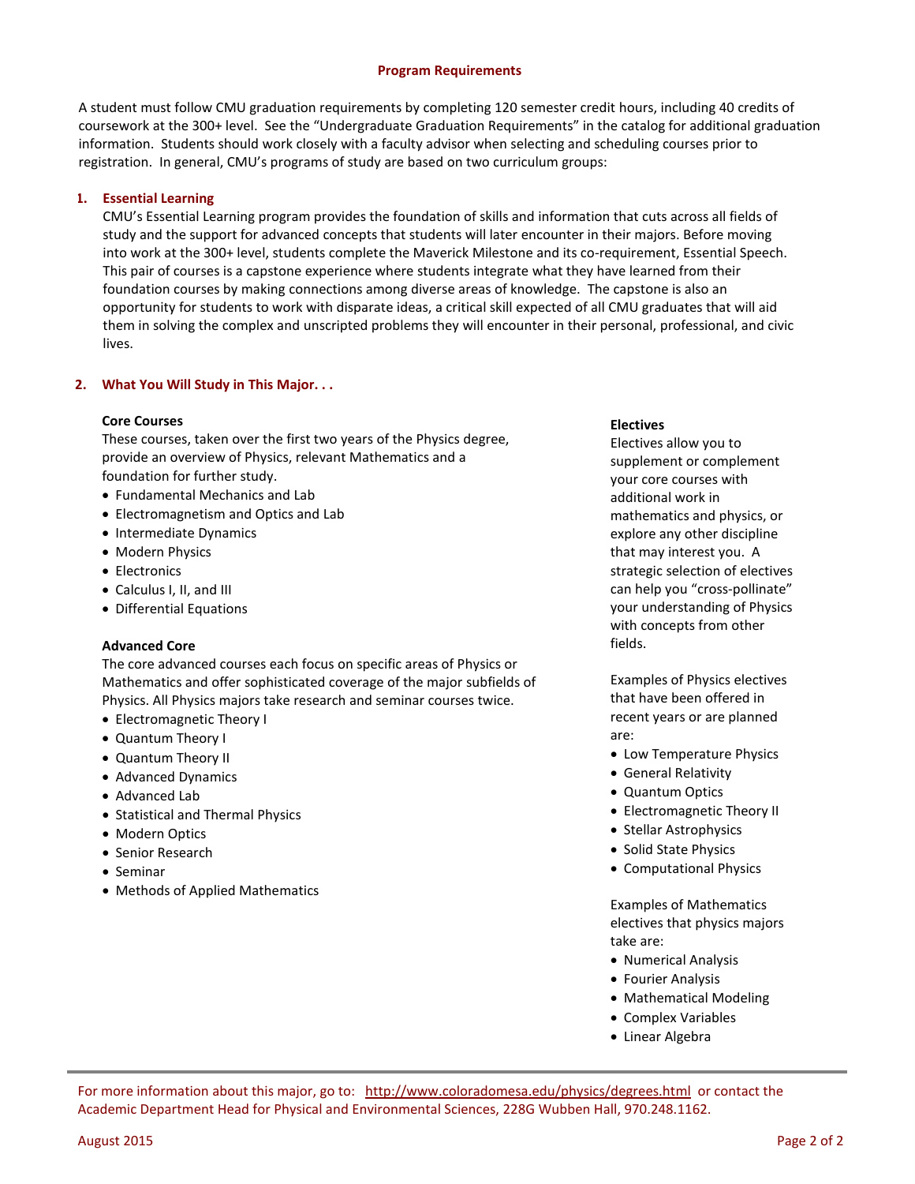## Program Requirements

A student must follow CMU graduation requirements by completing 120 semester credit hours, including 40 credits of coursework at the 300+ level. See the "Undergraduate Graduation Requirements" in the catalog for additional graduation information. Students should work closely with a faculty advisor when selecting and scheduling courses prior to registration. In general, CMU's programs of study are based on two curriculum groups:

### 1. Essential Learning

CMU's Essential Learning program provides the foundation of skills and information that cuts across all fields of study and the support for advanced concepts that students will later encounter in their majors. Before moving into work at the 300+ level, students complete the Maverick Milestone and its co-requirement, Essential Speech. This pair of courses is a capstone experience where students integrate what they have learned from their foundation courses by making connections among diverse areas of knowledge. The capstone is also an opportunity for students to work with disparate ideas, a critical skill expected of all CMU graduates that will aid them in solving the complex and unscripted problems they will encounter in their personal, professional, and civic lives.

### 2. What You Will Study in This Major. . .

**Core Courses**

These courses, taken over the first two years of the Physics degree, provide an overview of Physics, relevant Mathematics and a foundation for further study.

- Fundamental Mechanics and Lab
- Electromagnetism and Optics and Lab
- Intermediate Dynamics
- Modern Physics
- Electronics
- Calculus I, II, and III
- Differential Equations

**Advanced Core**

The core advanced courses each focus on specific areas of Physics or Mathematics and offer sophisticated coverage of the major subfields of Physics. All Physics majors take research and seminar courses twice.

- Electromagnetic Theory I
- Quantum Theory I
- Quantum Theory II
- Advanced Dynamics
- Advanced Lab
- Statistical and Thermal Physics
- Modern Optics
- Senior Research
- Seminar
- Methods of Applied Mathematics

**Electives**

Electives allow you to supplement or complement your core courses with additional work in mathematics and physics, or explore any other discipline that may interest you. A strategic selection of electives can help you "cross-pollinate" your understanding of Physics with concepts from other fields.

Examples of Physics electives that have been offered in recent years or are planned are:

- Low Temperature Physics
- General Relativity
- Quantum Optics
- Electromagnetic Theory II
- Stellar Astrophysics
- Solid State Physics
- Computational Physics

Examples of Mathematics electives that physics majors take are:

- Numerical Analysis
- Fourier Analysis
- Mathematical Modeling
- Complex Variables
- Linear Algebra

For more information about this major, go to: http://www.coloradomesa.edu/physics/degrees.html or contact the Academic Department Head for Physical and Environmental Sciences, 228G Wubben Hall, 970.248.1162.

August 2015